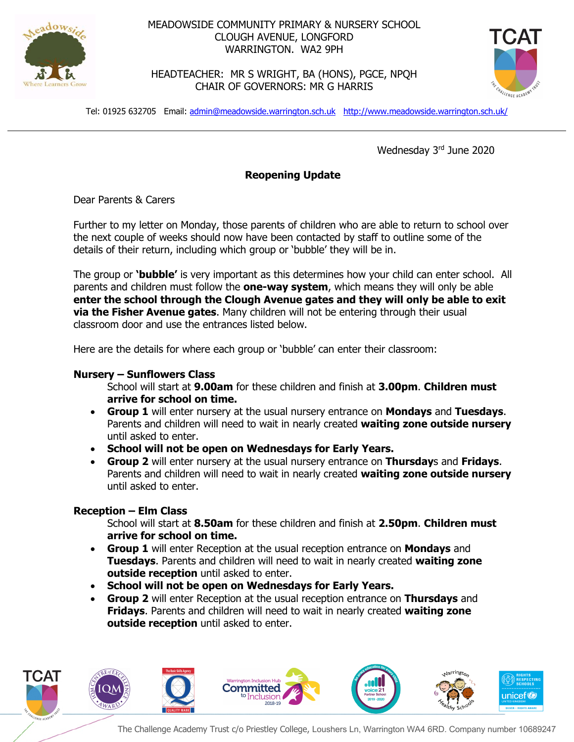MEADOWSIDE COMMUNITY PRIMARY & NURSERY SCHOOL
CLOUGH AVENUE, LONGFORD
WARRINGTON. WA2 9PH

HEADTEACHER: MR S WRIGHT, BA (HONS), PGCE, NPQH
CHAIR OF GOVERNORS: MR G HARRIS

Tel: 01925 632705 Email: admin@meadowside.warrington.sch.uk http://www.meadowside.warrington.sch.uk/

Wednesday 3rd June 2020

**Reopening Update**

Dear Parents & Carers

Further to my letter on Monday, those parents of children who are able to return to school over the next couple of weeks should now have been contacted by staff to outline some of the details of their return, including which group or 'bubble' they will be in.

The group or **'bubble'** is very important as this determines how your child can enter school. All parents and children must follow the **one-way system**, which means they will only be able **enter the school through the Clough Avenue gates and they will only be able to exit via the Fisher Avenue gates**. Many children will not be entering through their usual classroom door and use the entrances listed below.

Here are the details for where each group or 'bubble' can enter their classroom:

**Nursery – Sunflowers Class**

School will start at **9.00am** for these children and finish at **3.00pm**. **Children must arrive for school on time.**

- **Group 1** will enter nursery at the usual nursery entrance on **Mondays** and **Tuesdays**. Parents and children will need to wait in nearly created **waiting zone outside nursery** until asked to enter.
- **School will not be open on Wednesdays for Early Years.**
- **Group 2** will enter nursery at the usual nursery entrance on **Thursday**s and **Fridays**. Parents and children will need to wait in nearly created **waiting zone outside nursery** until asked to enter.

**Reception – Elm Class**

School will start at **8.50am** for these children and finish at **2.50pm**. **Children must arrive for school on time.**

- **Group 1** will enter Reception at the usual reception entrance on **Mondays** and **Tuesdays**. Parents and children will need to wait in nearly created **waiting zone outside reception** until asked to enter.
- **School will not be open on Wednesdays for Early Years.**
- **Group 2** will enter Reception at the usual reception entrance on **Thursdays** and **Fridays**. Parents and children will need to wait in nearly created **waiting zone outside reception** until asked to enter.

The Challenge Academy Trust c/o Priestley College, Loushers Ln, Warrington WA4 6RD. Company number 10689247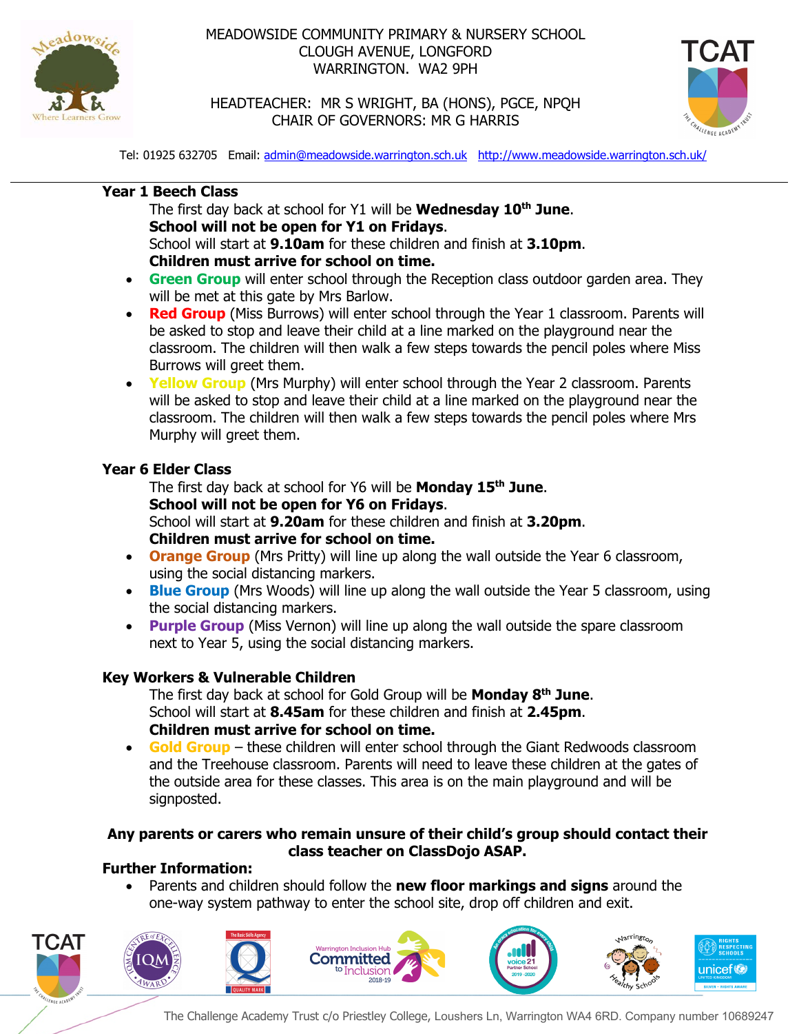MEADOWSIDE COMMUNITY PRIMARY & NURSERY SCHOOL
CLOUGH AVENUE, LONGFORD
WARRINGTON. WA2 9PH

HEADTEACHER: MR S WRIGHT, BA (HONS), PGCE, NPQH
CHAIR OF GOVERNORS: MR G HARRIS

Tel: 01925 632705 Email: admin@meadowside.warrington.sch.uk http://www.meadowside.warrington.sch.uk/

### Year 1 Beech Class

The first day back at school for Y1 will be **Wednesday 10th June**.
**School will not be open for Y1 on Fridays**.
School will start at **9.10am** for these children and finish at **3.10pm**.
**Children must arrive for school on time.**

- **Green Group** will enter school through the Reception class outdoor garden area. They will be met at this gate by Mrs Barlow.
- **Red Group** (Miss Burrows) will enter school through the Year 1 classroom. Parents will be asked to stop and leave their child at a line marked on the playground near the classroom. The children will then walk a few steps towards the pencil poles where Miss Burrows will greet them.
- **Yellow Group** (Mrs Murphy) will enter school through the Year 2 classroom. Parents will be asked to stop and leave their child at a line marked on the playground near the classroom. The children will then walk a few steps towards the pencil poles where Mrs Murphy will greet them.

### Year 6 Elder Class

The first day back at school for Y6 will be **Monday 15th June**.
**School will not be open for Y6 on Fridays**.
School will start at **9.20am** for these children and finish at **3.20pm**.
**Children must arrive for school on time.**

- **Orange Group** (Mrs Pritty) will line up along the wall outside the Year 6 classroom, using the social distancing markers.
- **Blue Group** (Mrs Woods) will line up along the wall outside the Year 5 classroom, using the social distancing markers.
- **Purple Group** (Miss Vernon) will line up along the wall outside the spare classroom next to Year 5, using the social distancing markers.

### Key Workers & Vulnerable Children

The first day back at school for Gold Group will be **Monday 8th June**.
School will start at **8.45am** for these children and finish at **2.45pm**.
**Children must arrive for school on time.**

- **Gold Group** – these children will enter school through the Giant Redwoods classroom and the Treehouse classroom. Parents will need to leave these children at the gates of the outside area for these classes. This area is on the main playground and will be signposted.

**Any parents or carers who remain unsure of their child's group should contact their class teacher on ClassDojo ASAP.**

### Further Information:

- Parents and children should follow the **new floor markings and signs** around the one-way system pathway to enter the school site, drop off children and exit.

The Challenge Academy Trust c/o Priestley College, Loushers Ln, Warrington WA4 6RD. Company number 10689247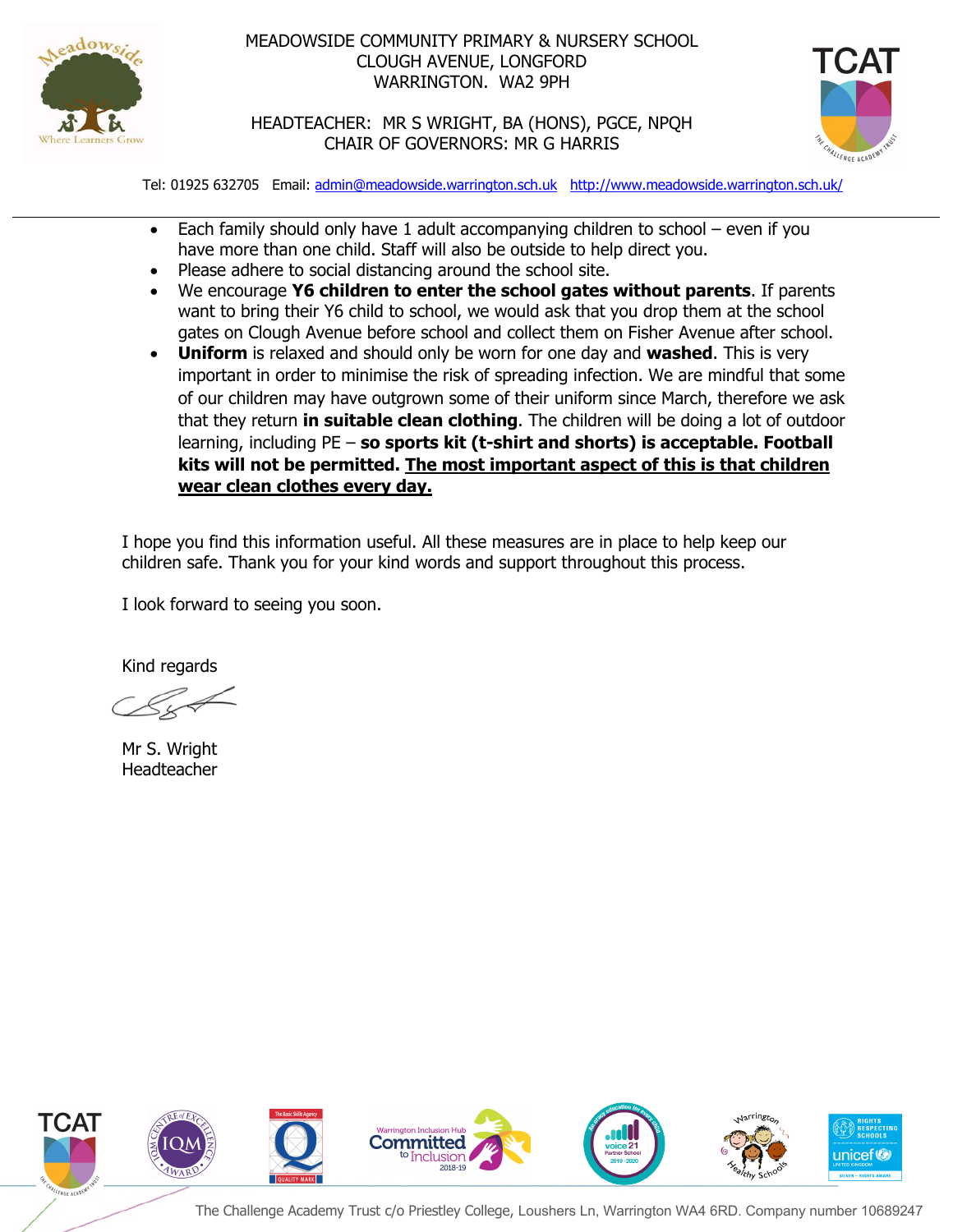MEADOWSIDE COMMUNITY PRIMARY & NURSERY SCHOOL
CLOUGH AVENUE, LONGFORD
WARRINGTON. WA2 9PH

HEADTEACHER: MR S WRIGHT, BA (HONS), PGCE, NPQH
CHAIR OF GOVERNORS: MR G HARRIS

Tel: 01925 632705 Email: admin@meadowside.warrington.sch.uk http://www.meadowside.warrington.sch.uk/

- Each family should only have 1 adult accompanying children to school – even if you have more than one child. Staff will also be outside to help direct you.
- Please adhere to social distancing around the school site.
- We encourage **Y6 children to enter the school gates without parents**. If parents want to bring their Y6 child to school, we would ask that you drop them at the school gates on Clough Avenue before school and collect them on Fisher Avenue after school.
- **Uniform** is relaxed and should only be worn for one day and **washed**. This is very important in order to minimise the risk of spreading infection. We are mindful that some of our children may have outgrown some of their uniform since March, therefore we ask that they return **in suitable clean clothing**. The children will be doing a lot of outdoor learning, including PE – **so sports kit (t-shirt and shorts) is acceptable. Football kits will not be permitted. <u>The most important aspect of this is that children wear clean clothes every day.</u>**

I hope you find this information useful. All these measures are in place to help keep our children safe. Thank you for your kind words and support throughout this process.

I look forward to seeing you soon.

Kind regards

Mr S. Wright
Headteacher

The Challenge Academy Trust c/o Priestley College, Loushers Ln, Warrington WA4 6RD. Company number 10689247